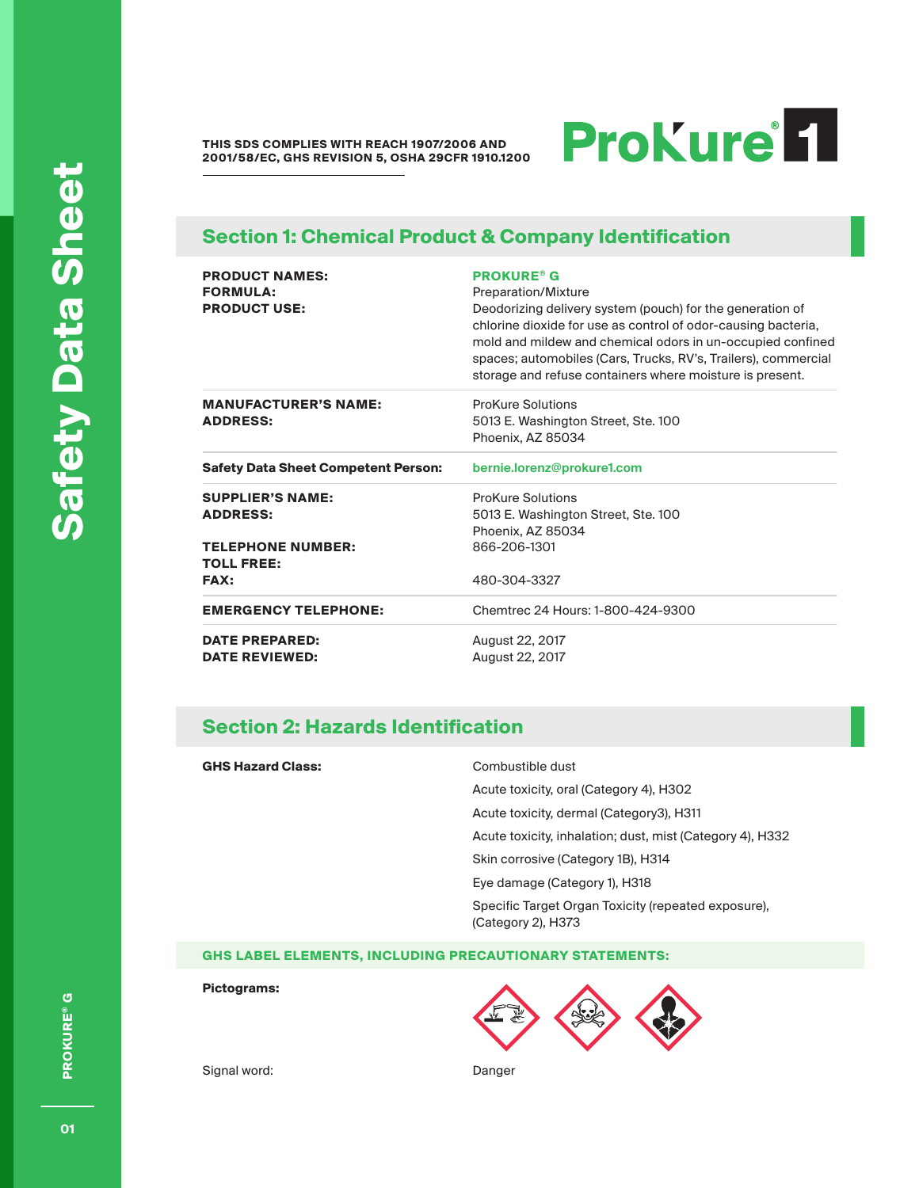THIS SDS COMPLIES WITH REACH 1907/2006 AND 2001/58/EC, GHS REVISION 5, OSHA 29CFR 1910.1200

ProKure® 1

## Section 1: Chemical Product & Company Identification

| | |
|---|---|
| **PRODUCT NAMES:** | **PROKURE® G** |
| **FORMULA:** | Preparation/Mixture |
| **PRODUCT USE:** | Deodorizing delivery system (pouch) for the generation of chlorine dioxide for use as control of odor-causing bacteria, mold and mildew and chemical odors in un-occupied confined spaces; automobiles (Cars, Trucks, RV's, Trailers), commercial storage and refuse containers where moisture is present. |
| **MANUFACTURER'S NAME:** | ProKure Solutions |
| **ADDRESS:** | 5013 E. Washington Street, Ste. 100<br>Phoenix, AZ 85034 |
| **Safety Data Sheet Competent Person:** | bernie.lorenz@prokure1.com |
| **SUPPLIER'S NAME:** | ProKure Solutions |
| **ADDRESS:** | 5013 E. Washington Street, Ste. 100<br>Phoenix, AZ 85034 |
| **TELEPHONE NUMBER:** | 866-206-1301 |
| **TOLL FREE:** | |
| **FAX:** | 480-304-3327 |
| **EMERGENCY TELEPHONE:** | Chemtrec 24 Hours: 1-800-424-9300 |
| **DATE PREPARED:** | August 22, 2017 |
| **DATE REVIEWED:** | August 22, 2017 |

## Section 2: Hazards Identification

**GHS Hazard Class:**

- Combustible dust
- Acute toxicity, oral (Category 4), H302
- Acute toxicity, dermal (Category3), H311
- Acute toxicity, inhalation; dust, mist (Category 4), H332
- Skin corrosive (Category 1B), H314
- Eye damage (Category 1), H318
- Specific Target Organ Toxicity (repeated exposure), (Category 2), H373

### GHS LABEL ELEMENTS, INCLUDING PRECAUTIONARY STATEMENTS:

**Pictograms:**

Signal word: Danger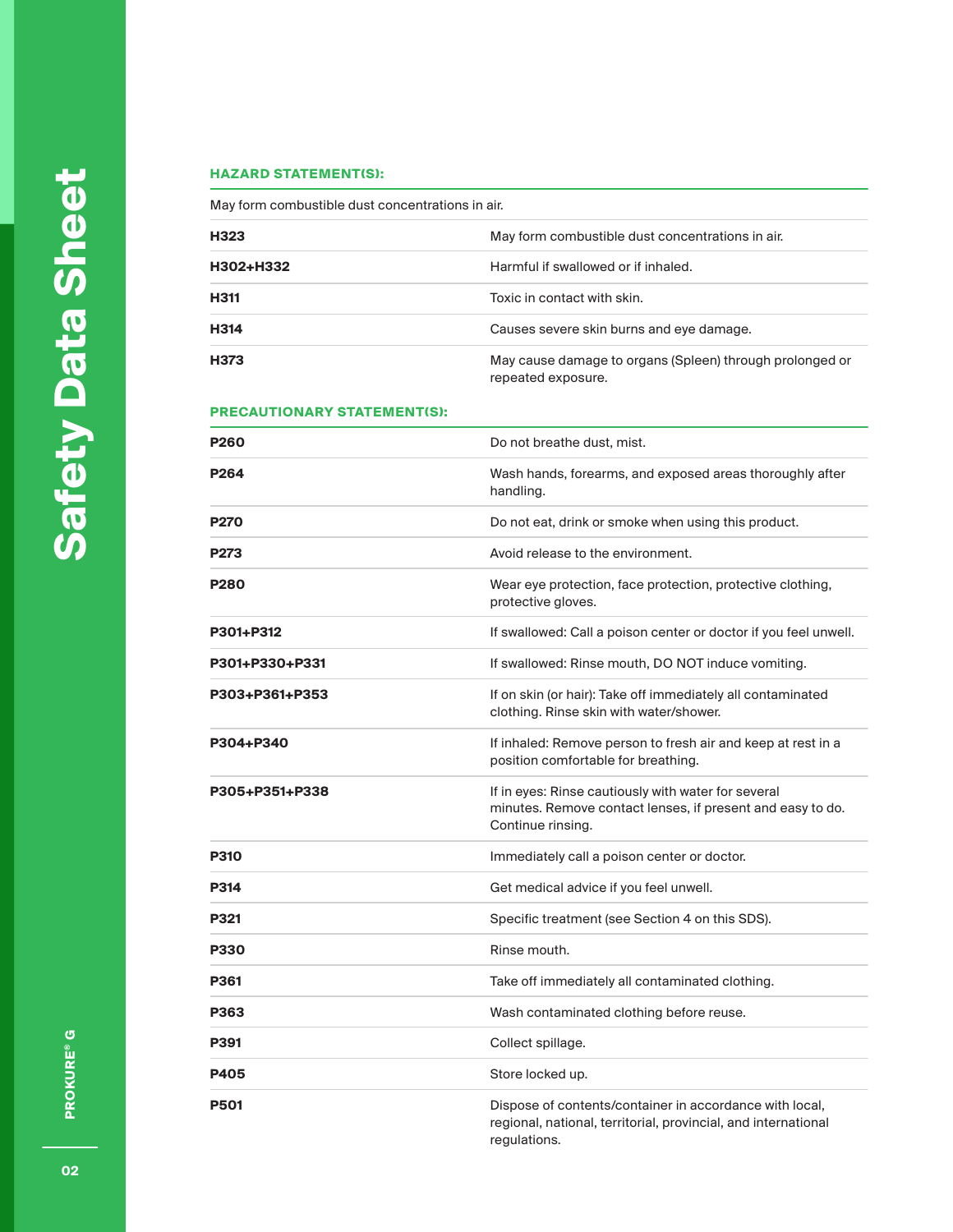### HAZARD STATEMENT(S):

May form combustible dust concentrations in air.

| | |
|---|---|
| **H323** | May form combustible dust concentrations in air. |
| **H302+H332** | Harmful if swallowed or if inhaled. |
| **H311** | Toxic in contact with skin. |
| **H314** | Causes severe skin burns and eye damage. |
| **H373** | May cause damage to organs (Spleen) through prolonged or repeated exposure. |

### PRECAUTIONARY STATEMENT(S):

| | |
|---|---|
| **P260** | Do not breathe dust, mist. |
| **P264** | Wash hands, forearms, and exposed areas thoroughly after handling. |
| **P270** | Do not eat, drink or smoke when using this product. |
| **P273** | Avoid release to the environment. |
| **P280** | Wear eye protection, face protection, protective clothing, protective gloves. |
| **P301+P312** | If swallowed: Call a poison center or doctor if you feel unwell. |
| **P301+P330+P331** | If swallowed: Rinse mouth, DO NOT induce vomiting. |
| **P303+P361+P353** | If on skin (or hair): Take off immediately all contaminated clothing. Rinse skin with water/shower. |
| **P304+P340** | If inhaled: Remove person to fresh air and keep at rest in a position comfortable for breathing. |
| **P305+P351+P338** | If in eyes: Rinse cautiously with water for several minutes. Remove contact lenses, if present and easy to do. Continue rinsing. |
| **P310** | Immediately call a poison center or doctor. |
| **P314** | Get medical advice if you feel unwell. |
| **P321** | Specific treatment (see Section 4 on this SDS). |
| **P330** | Rinse mouth. |
| **P361** | Take off immediately all contaminated clothing. |
| **P363** | Wash contaminated clothing before reuse. |
| **P391** | Collect spillage. |
| **P405** | Store locked up. |
| **P501** | Dispose of contents/container in accordance with local, regional, national, territorial, provincial, and international regulations. |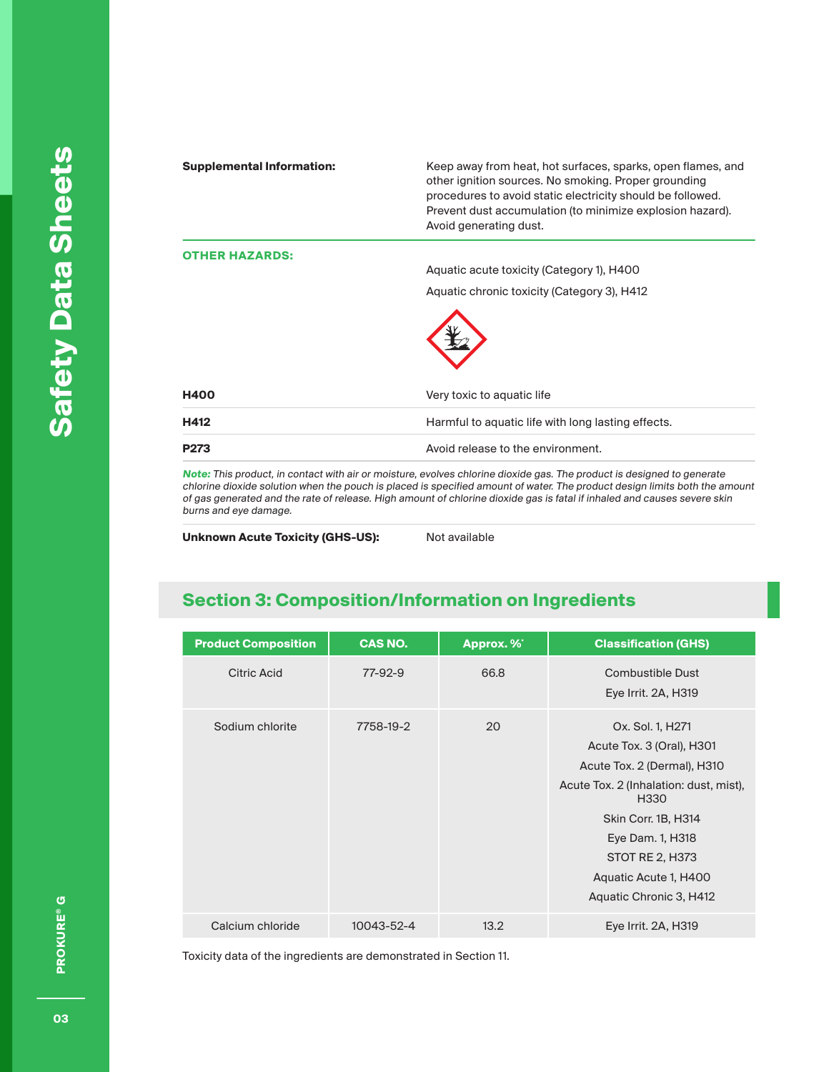| | |
|---|---|
| **Supplemental Information:** | Keep away from heat, hot surfaces, sparks, open flames, and other ignition sources. No smoking. Proper grounding procedures to avoid static electricity should be followed. Prevent dust accumulation (to minimize explosion hazard). Avoid generating dust. |

**OTHER HAZARDS:**

Aquatic acute toxicity (Category 1), H400

Aquatic chronic toxicity (Category 3), H412

| | |
|---|---|
| **H400** | Very toxic to aquatic life |
| **H412** | Harmful to aquatic life with long lasting effects. |
| **P273** | Avoid release to the environment. |

***Note:*** *This product, in contact with air or moisture, evolves chlorine dioxide gas. The product is designed to generate chlorine dioxide solution when the pouch is placed is specified amount of water. The product design limits both the amount of gas generated and the rate of release. High amount of chlorine dioxide gas is fatal if inhaled and causes severe skin burns and eye damage.*

**Unknown Acute Toxicity (GHS-US):** Not available

## Section 3: Composition/Information on Ingredients

| Product Composition | CAS NO. | Approx. %* | Classification (GHS) |
|---|---|---|---|
| Citric Acid | 77-92-9 | 66.8 | Combustible Dust<br>Eye Irrit. 2A, H319 |
| Sodium chlorite | 7758-19-2 | 20 | Ox. Sol. 1, H271<br>Acute Tox. 3 (Oral), H301<br>Acute Tox. 2 (Dermal), H310<br>Acute Tox. 2 (Inhalation: dust, mist), H330<br>Skin Corr. 1B, H314<br>Eye Dam. 1, H318<br>STOT RE 2, H373<br>Aquatic Acute 1, H400<br>Aquatic Chronic 3, H412 |
| Calcium chloride | 10043-52-4 | 13.2 | Eye Irrit. 2A, H319 |

Toxicity data of the ingredients are demonstrated in Section 11.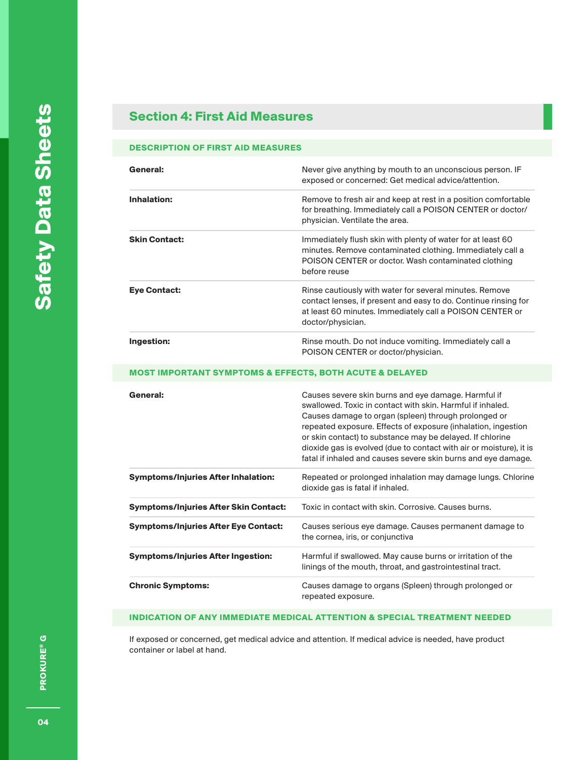## Section 4: First Aid Measures

### DESCRIPTION OF FIRST AID MEASURES

| | |
|---|---|
| **General:** | Never give anything by mouth to an unconscious person. IF exposed or concerned: Get medical advice/attention. |
| **Inhalation:** | Remove to fresh air and keep at rest in a position comfortable for breathing. Immediately call a POISON CENTER or doctor/physician. Ventilate the area. |
| **Skin Contact:** | Immediately flush skin with plenty of water for at least 60 minutes. Remove contaminated clothing. Immediately call a POISON CENTER or doctor. Wash contaminated clothing before reuse |
| **Eye Contact:** | Rinse cautiously with water for several minutes. Remove contact lenses, if present and easy to do. Continue rinsing for at least 60 minutes. Immediately call a POISON CENTER or doctor/physician. |
| **Ingestion:** | Rinse mouth. Do not induce vomiting. Immediately call a POISON CENTER or doctor/physician. |

### MOST IMPORTANT SYMPTOMS & EFFECTS, BOTH ACUTE & DELAYED

| | |
|---|---|
| **General:** | Causes severe skin burns and eye damage. Harmful if swallowed. Toxic in contact with skin. Harmful if inhaled. Causes damage to organ (spleen) through prolonged or repeated exposure. Effects of exposure (inhalation, ingestion or skin contact) to substance may be delayed. If chlorine dioxide gas is evolved (due to contact with air or moisture), it is fatal if inhaled and causes severe skin burns and eye damage. |
| **Symptoms/Injuries After Inhalation:** | Repeated or prolonged inhalation may damage lungs. Chlorine dioxide gas is fatal if inhaled. |
| **Symptoms/Injuries After Skin Contact:** | Toxic in contact with skin. Corrosive. Causes burns. |
| **Symptoms/Injuries After Eye Contact:** | Causes serious eye damage. Causes permanent damage to the cornea, iris, or conjunctiva |
| **Symptoms/Injuries After Ingestion:** | Harmful if swallowed. May cause burns or irritation of the linings of the mouth, throat, and gastrointestinal tract. |
| **Chronic Symptoms:** | Causes damage to organs (Spleen) through prolonged or repeated exposure. |

### INDICATION OF ANY IMMEDIATE MEDICAL ATTENTION & SPECIAL TREATMENT NEEDED

If exposed or concerned, get medical advice and attention. If medical advice is needed, have product container or label at hand.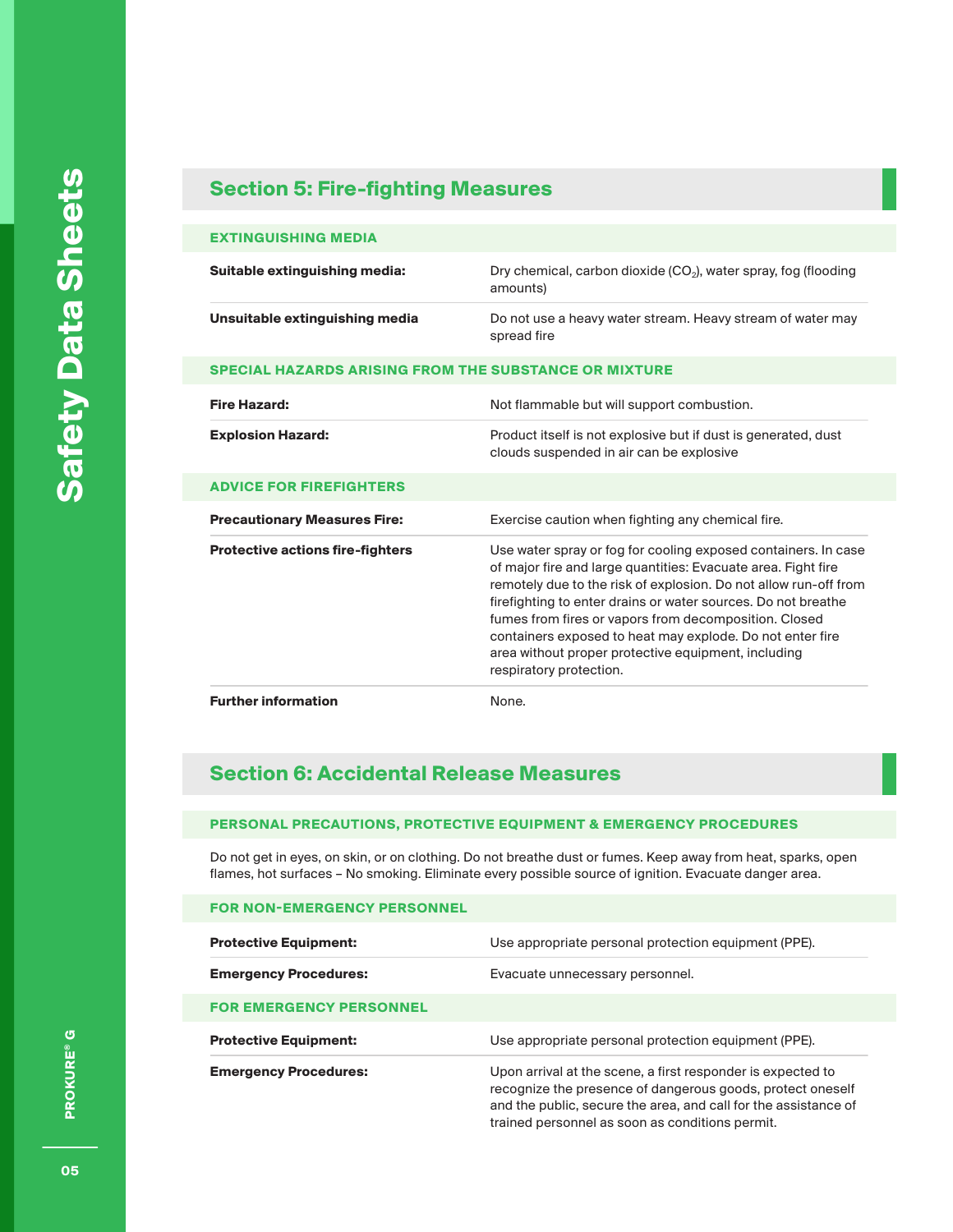## Section 5: Fire-fighting Measures

### EXTINGUISHING MEDIA

| | |
|---|---|
| **Suitable extinguishing media:** | Dry chemical, carbon dioxide ($CO_2$), water spray, fog (flooding amounts) |
| **Unsuitable extinguishing media** | Do not use a heavy water stream. Heavy stream of water may spread fire |

### SPECIAL HAZARDS ARISING FROM THE SUBSTANCE OR MIXTURE

| | |
|---|---|
| **Fire Hazard:** | Not flammable but will support combustion. |
| **Explosion Hazard:** | Product itself is not explosive but if dust is generated, dust clouds suspended in air can be explosive |

### ADVICE FOR FIREFIGHTERS

| | |
|---|---|
| **Precautionary Measures Fire:** | Exercise caution when fighting any chemical fire. |
| **Protective actions fire-fighters** | Use water spray or fog for cooling exposed containers. In case of major fire and large quantities: Evacuate area. Fight fire remotely due to the risk of explosion. Do not allow run-off from firefighting to enter drains or water sources. Do not breathe fumes from fires or vapors from decomposition. Closed containers exposed to heat may explode. Do not enter fire area without proper protective equipment, including respiratory protection. |
| **Further information** | None. |

## Section 6: Accidental Release Measures

### PERSONAL PRECAUTIONS, PROTECTIVE EQUIPMENT & EMERGENCY PROCEDURES

Do not get in eyes, on skin, or on clothing. Do not breathe dust or fumes. Keep away from heat, sparks, open flames, hot surfaces – No smoking. Eliminate every possible source of ignition. Evacuate danger area.

### FOR NON-EMERGENCY PERSONNEL

| | |
|---|---|
| **Protective Equipment:** | Use appropriate personal protection equipment (PPE). |
| **Emergency Procedures:** | Evacuate unnecessary personnel. |

### FOR EMERGENCY PERSONNEL

| | |
|---|---|
| **Protective Equipment:** | Use appropriate personal protection equipment (PPE). |
| **Emergency Procedures:** | Upon arrival at the scene, a first responder is expected to recognize the presence of dangerous goods, protect oneself and the public, secure the area, and call for the assistance of trained personnel as soon as conditions permit. |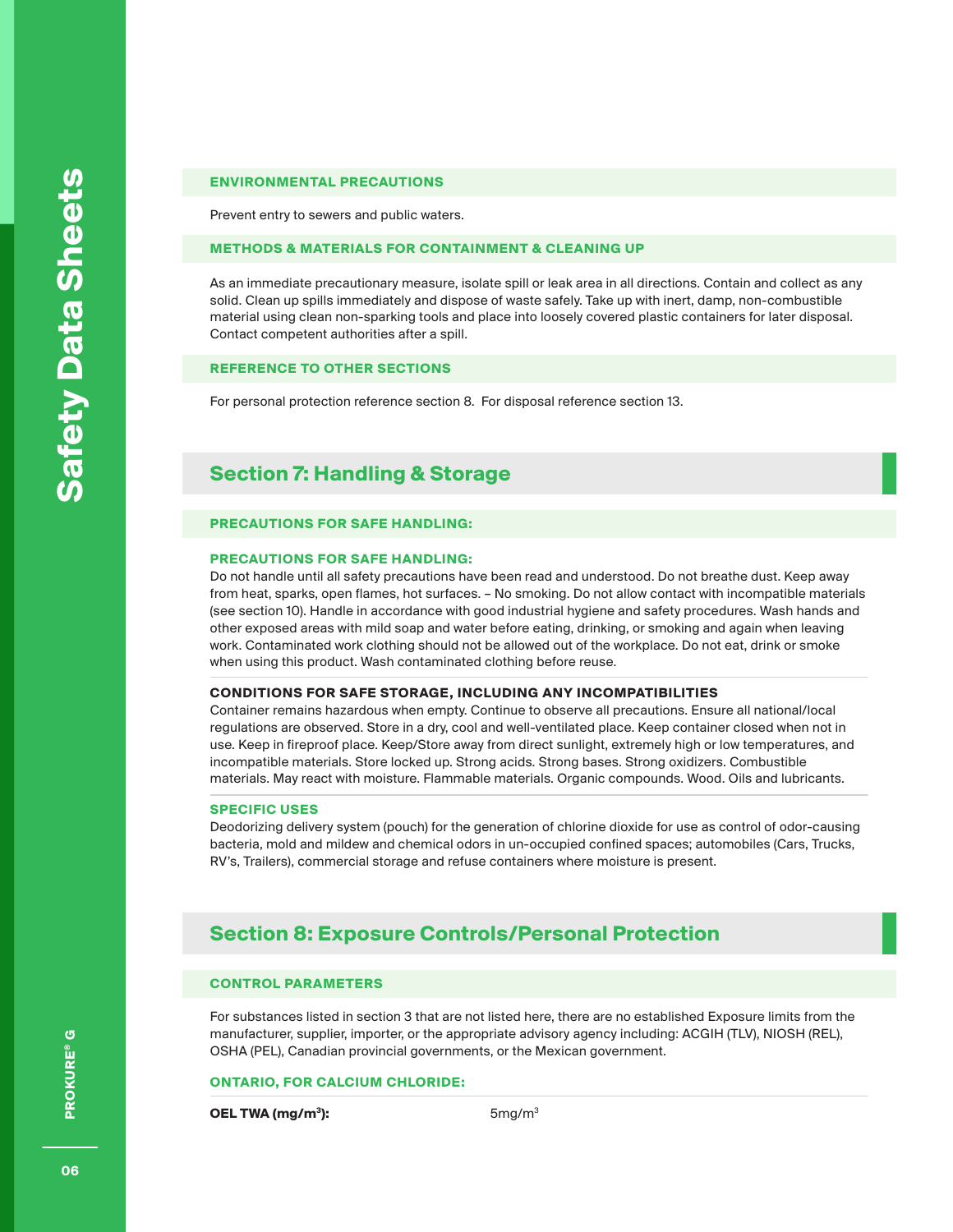### ENVIRONMENTAL PRECAUTIONS

Prevent entry to sewers and public waters.

### METHODS & MATERIALS FOR CONTAINMENT & CLEANING UP

As an immediate precautionary measure, isolate spill or leak area in all directions. Contain and collect as any solid. Clean up spills immediately and dispose of waste safely. Take up with inert, damp, non-combustible material using clean non-sparking tools and place into loosely covered plastic containers for later disposal. Contact competent authorities after a spill.

### REFERENCE TO OTHER SECTIONS

For personal protection reference section 8. For disposal reference section 13.

## Section 7: Handling & Storage

### PRECAUTIONS FOR SAFE HANDLING:

**PRECAUTIONS FOR SAFE HANDLING:**
Do not handle until all safety precautions have been read and understood. Do not breathe dust. Keep away from heat, sparks, open flames, hot surfaces. – No smoking. Do not allow contact with incompatible materials (see section 10). Handle in accordance with good industrial hygiene and safety procedures. Wash hands and other exposed areas with mild soap and water before eating, drinking, or smoking and again when leaving work. Contaminated work clothing should not be allowed out of the workplace. Do not eat, drink or smoke when using this product. Wash contaminated clothing before reuse.

**CONDITIONS FOR SAFE STORAGE, INCLUDING ANY INCOMPATIBILITIES**
Container remains hazardous when empty. Continue to observe all precautions. Ensure all national/local regulations are observed. Store in a dry, cool and well-ventilated place. Keep container closed when not in use. Keep in fireproof place. Keep/Store away from direct sunlight, extremely high or low temperatures, and incompatible materials. Store locked up. Strong acids. Strong bases. Strong oxidizers. Combustible materials. May react with moisture. Flammable materials. Organic compounds. Wood. Oils and lubricants.

**SPECIFIC USES**
Deodorizing delivery system (pouch) for the generation of chlorine dioxide for use as control of odor-causing bacteria, mold and mildew and chemical odors in un-occupied confined spaces; automobiles (Cars, Trucks, RV's, Trailers), commercial storage and refuse containers where moisture is present.

## Section 8: Exposure Controls/Personal Protection

### CONTROL PARAMETERS

For substances listed in section 3 that are not listed here, there are no established Exposure limits from the manufacturer, supplier, importer, or the appropriate advisory agency including: ACGIH (TLV), NIOSH (REL), OSHA (PEL), Canadian provincial governments, or the Mexican government.

**ONTARIO, FOR CALCIUM CHLORIDE:**

| | |
|---|---|
| **OEL TWA ($mg/m^3$):** | $5 mg/m^3$ |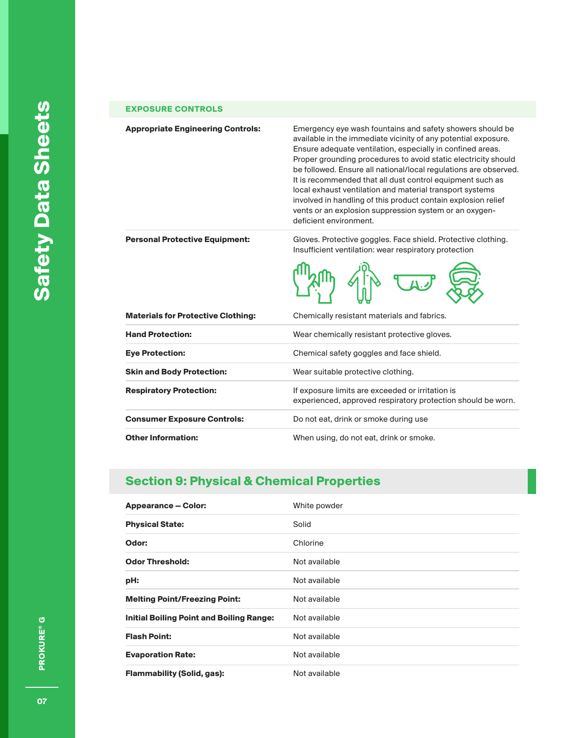### EXPOSURE CONTROLS

| | |
|---|---|
| **Appropriate Engineering Controls:** | Emergency eye wash fountains and safety showers should be available in the immediate vicinity of any potential exposure. Ensure adequate ventilation, especially in confined areas. Proper grounding procedures to avoid static electricity should be followed. Ensure all national/local regulations are observed. It is recommended that all dust control equipment such as local exhaust ventilation and material transport systems involved in handling of this product contain explosion relief vents or an explosion suppression system or an oxygen-deficient environment. |
| **Personal Protective Equipment:** | Gloves. Protective goggles. Face shield. Protective clothing. Insufficient ventilation: wear respiratory protection |
| **Materials for Protective Clothing:** | Chemically resistant materials and fabrics. |
| **Hand Protection:** | Wear chemically resistant protective gloves. |
| **Eye Protection:** | Chemical safety goggles and face shield. |
| **Skin and Body Protection:** | Wear suitable protective clothing. |
| **Respiratory Protection:** | If exposure limits are exceeded or irritation is experienced, approved respiratory protection should be worn. |
| **Consumer Exposure Controls:** | Do not eat, drink or smoke during use |
| **Other Information:** | When using, do not eat, drink or smoke. |

## Section 9: Physical & Chemical Properties

| | |
|---|---|
| **Appearance – Color:** | White powder |
| **Physical State:** | Solid |
| **Odor:** | Chlorine |
| **Odor Threshold:** | Not available |
| **pH:** | Not available |
| **Melting Point/Freezing Point:** | Not available |
| **Initial Boiling Point and Boiling Range:** | Not available |
| **Flash Point:** | Not available |
| **Evaporation Rate:** | Not available |
| **Flammability (Solid, gas):** | Not available |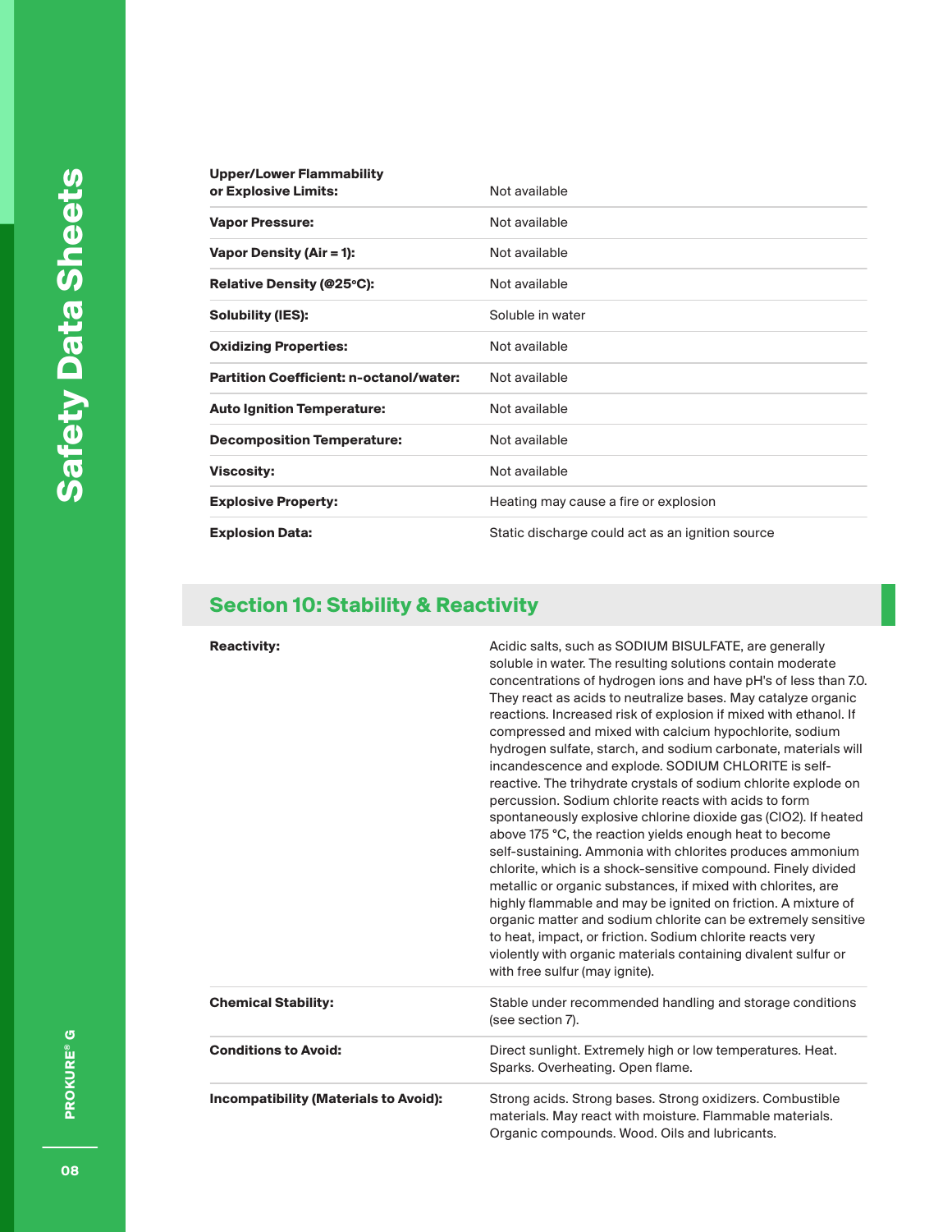| | |
|---|---|
| **Upper/Lower Flammability or Explosive Limits:** | Not available |
| **Vapor Pressure:** | Not available |
| **Vapor Density (Air = 1):** | Not available |
| **Relative Density (@25°C):** | Not available |
| **Solubility (IES):** | Soluble in water |
| **Oxidizing Properties:** | Not available |
| **Partition Coefficient: n-octanol/water:** | Not available |
| **Auto Ignition Temperature:** | Not available |
| **Decomposition Temperature:** | Not available |
| **Viscosity:** | Not available |
| **Explosive Property:** | Heating may cause a fire or explosion |
| **Explosion Data:** | Static discharge could act as an ignition source |

## Section 10: Stability & Reactivity

| | |
|---|---|
| **Reactivity:** | Acidic salts, such as SODIUM BISULFATE, are generally soluble in water. The resulting solutions contain moderate concentrations of hydrogen ions and have pH's of less than 7.0. They react as acids to neutralize bases. May catalyze organic reactions. Increased risk of explosion if mixed with ethanol. If compressed and mixed with calcium hypochlorite, sodium hydrogen sulfate, starch, and sodium carbonate, materials will incandescence and explode. SODIUM CHLORITE is self-reactive. The trihydrate crystals of sodium chlorite explode on percussion. Sodium chlorite reacts with acids to form spontaneously explosive chlorine dioxide gas ($ClO_2$). If heated above 175 °C, the reaction yields enough heat to become self-sustaining. Ammonia with chlorites produces ammonium chlorite, which is a shock-sensitive compound. Finely divided metallic or organic substances, if mixed with chlorites, are highly flammable and may be ignited on friction. A mixture of organic matter and sodium chlorite can be extremely sensitive to heat, impact, or friction. Sodium chlorite reacts very violently with organic materials containing divalent sulfur or with free sulfur (may ignite). |
| **Chemical Stability:** | Stable under recommended handling and storage conditions (see section 7). |
| **Conditions to Avoid:** | Direct sunlight. Extremely high or low temperatures. Heat. Sparks. Overheating. Open flame. |
| **Incompatibility (Materials to Avoid):** | Strong acids. Strong bases. Strong oxidizers. Combustible materials. May react with moisture. Flammable materials. Organic compounds. Wood. Oils and lubricants. |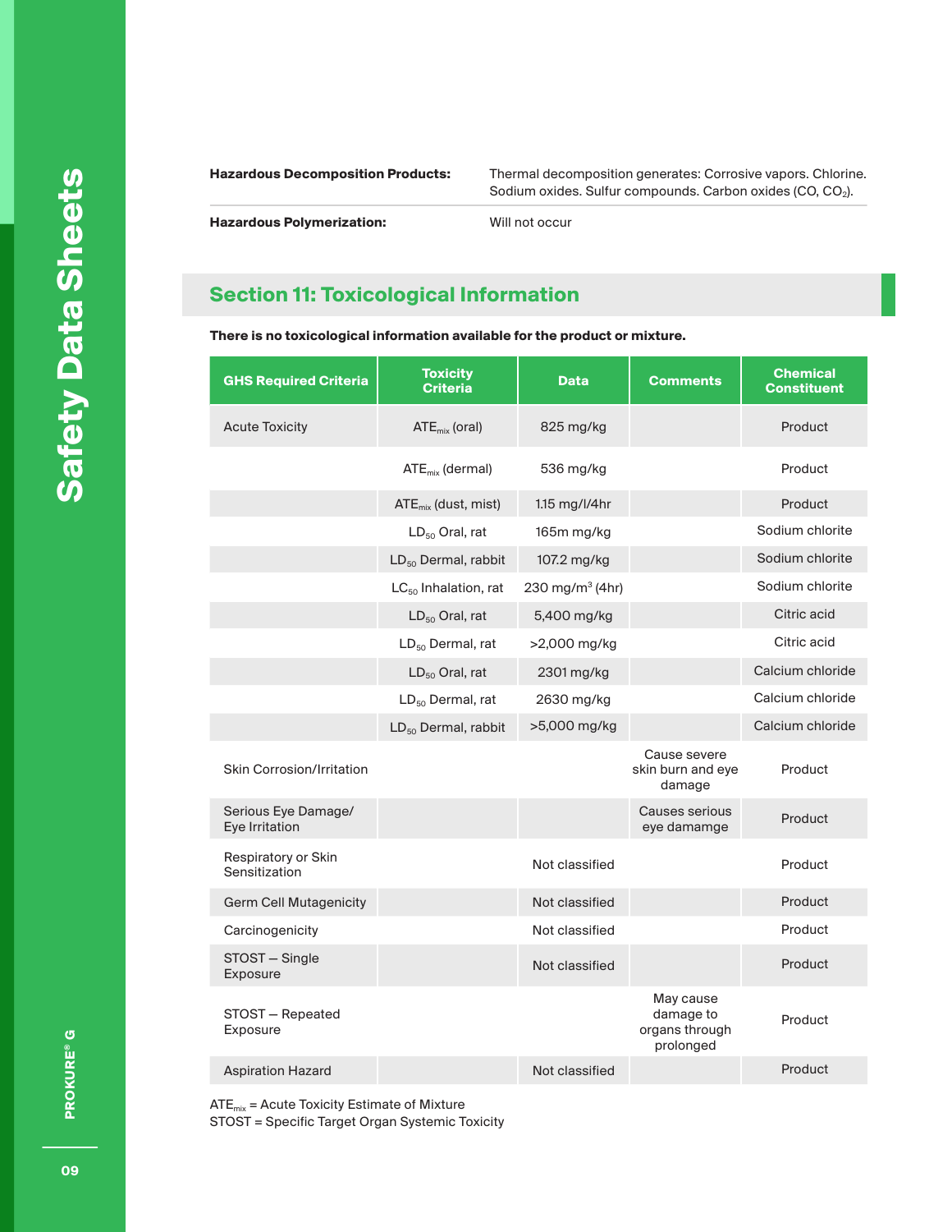| | |
|---|---|
| **Hazardous Decomposition Products:** | Thermal decomposition generates: Corrosive vapors. Chlorine. Sodium oxides. Sulfur compounds. Carbon oxides (CO, $CO_2$). |
| **Hazardous Polymerization:** | Will not occur |

## Section 11: Toxicological Information

**There is no toxicological information available for the product or mixture.**

| GHS Required Criteria | Toxicity Criteria | Data | Comments | Chemical Constituent |
|---|---|---|---|---|
| Acute Toxicity | $ATE_{mix}$ (oral) | 825 mg/kg | | Product |
| | $ATE_{mix}$ (dermal) | 536 mg/kg | | Product |
| | $ATE_{mix}$ (dust, mist) | 1.15 mg/l/4hr | | Product |
| | $LD_{50}$ Oral, rat | 165m mg/kg | | Sodium chlorite |
| | $LD_{50}$ Dermal, rabbit | 107.2 mg/kg | | Sodium chlorite |
| | $LC_{50}$ Inhalation, rat | 230 mg/m³ (4hr) | | Sodium chlorite |
| | $LD_{50}$ Oral, rat | 5,400 mg/kg | | Citric acid |
| | $LD_{50}$ Dermal, rat | >2,000 mg/kg | | Citric acid |
| | $LD_{50}$ Oral, rat | 2301 mg/kg | | Calcium chloride |
| | $LD_{50}$ Dermal, rat | 2630 mg/kg | | Calcium chloride |
| | $LD_{50}$ Dermal, rabbit | >5,000 mg/kg | | Calcium chloride |
| Skin Corrosion/Irritation | | | Cause severe skin burn and eye damage | Product |
| Serious Eye Damage/ Eye Irritation | | | Causes serious eye damamge | Product |
| Respiratory or Skin Sensitization | | Not classified | | Product |
| Germ Cell Mutagenicity | | Not classified | | Product |
| Carcinogenicity | | Not classified | | Product |
| STOST – Single Exposure | | Not classified | | Product |
| STOST – Repeated Exposure | | | May cause damage to organs through prolonged | Product |
| Aspiration Hazard | | Not classified | | Product |

$ATE_{mix}$ = Acute Toxicity Estimate of Mixture
STOST = Specific Target Organ Systemic Toxicity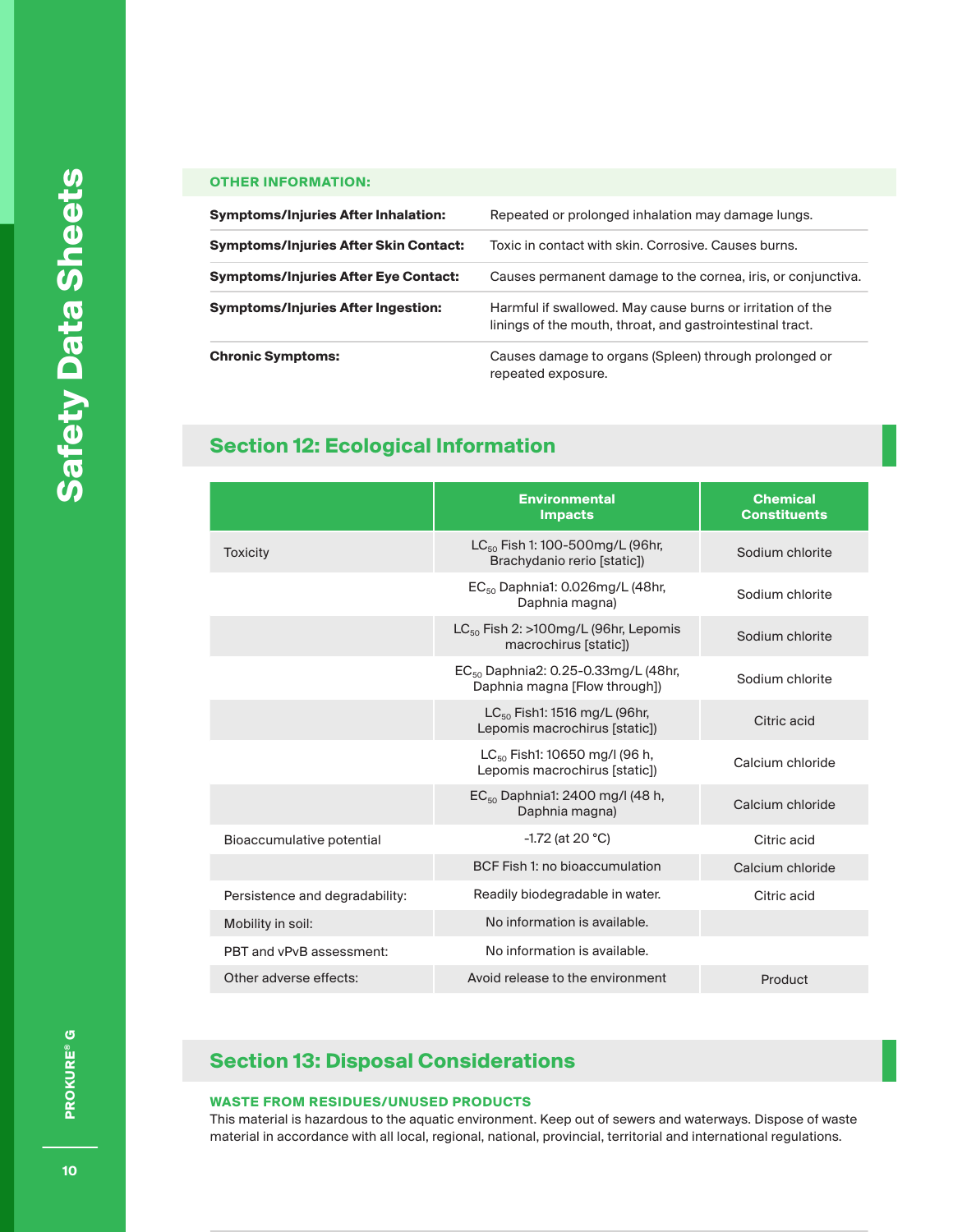**OTHER INFORMATION:**

| | |
|---|---|
| **Symptoms/Injuries After Inhalation:** | Repeated or prolonged inhalation may damage lungs. |
| **Symptoms/Injuries After Skin Contact:** | Toxic in contact with skin. Corrosive. Causes burns. |
| **Symptoms/Injuries After Eye Contact:** | Causes permanent damage to the cornea, iris, or conjunctiva. |
| **Symptoms/Injuries After Ingestion:** | Harmful if swallowed. May cause burns or irritation of the linings of the mouth, throat, and gastrointestinal tract. |
| **Chronic Symptoms:** | Causes damage to organs (Spleen) through prolonged or repeated exposure. |

## Section 12: Ecological Information

| | Environmental Impacts | Chemical Constituents |
|---|---|---|
| Toxicity | $LC_{50}$ Fish 1: 100-500mg/L (96hr, Brachydanio rerio [static]) | Sodium chlorite |
| | $EC_{50}$ Daphnia1: 0.026mg/L (48hr, Daphnia magna) | Sodium chlorite |
| | $LC_{50}$ Fish 2: >100mg/L (96hr, Lepomis macrochirus [static]) | Sodium chlorite |
| | $EC_{50}$ Daphnia2: 0.25-0.33mg/L (48hr, Daphnia magna [Flow through]) | Sodium chlorite |
| | $LC_{50}$ Fish1: 1516 mg/L (96hr, Lepomis macrochirus [static]) | Citric acid |
| | $LC_{50}$ Fish1: 10650 mg/l (96 h, Lepomis macrochirus [static]) | Calcium chloride |
| | $EC_{50}$ Daphnia1: 2400 mg/l (48 h, Daphnia magna) | Calcium chloride |
| Bioaccumulative potential | -1.72 (at 20 °C) | Citric acid |
| | BCF Fish 1: no bioaccumulation | Calcium chloride |
| Persistence and degradability: | Readily biodegradable in water. | Citric acid |
| Mobility in soil: | No information is available. | |
| PBT and vPvB assessment: | No information is available. | |
| Other adverse effects: | Avoid release to the environment | Product |

## Section 13: Disposal Considerations

**WASTE FROM RESIDUES/UNUSED PRODUCTS**

This material is hazardous to the aquatic environment. Keep out of sewers and waterways. Dispose of waste material in accordance with all local, regional, national, provincial, territorial and international regulations.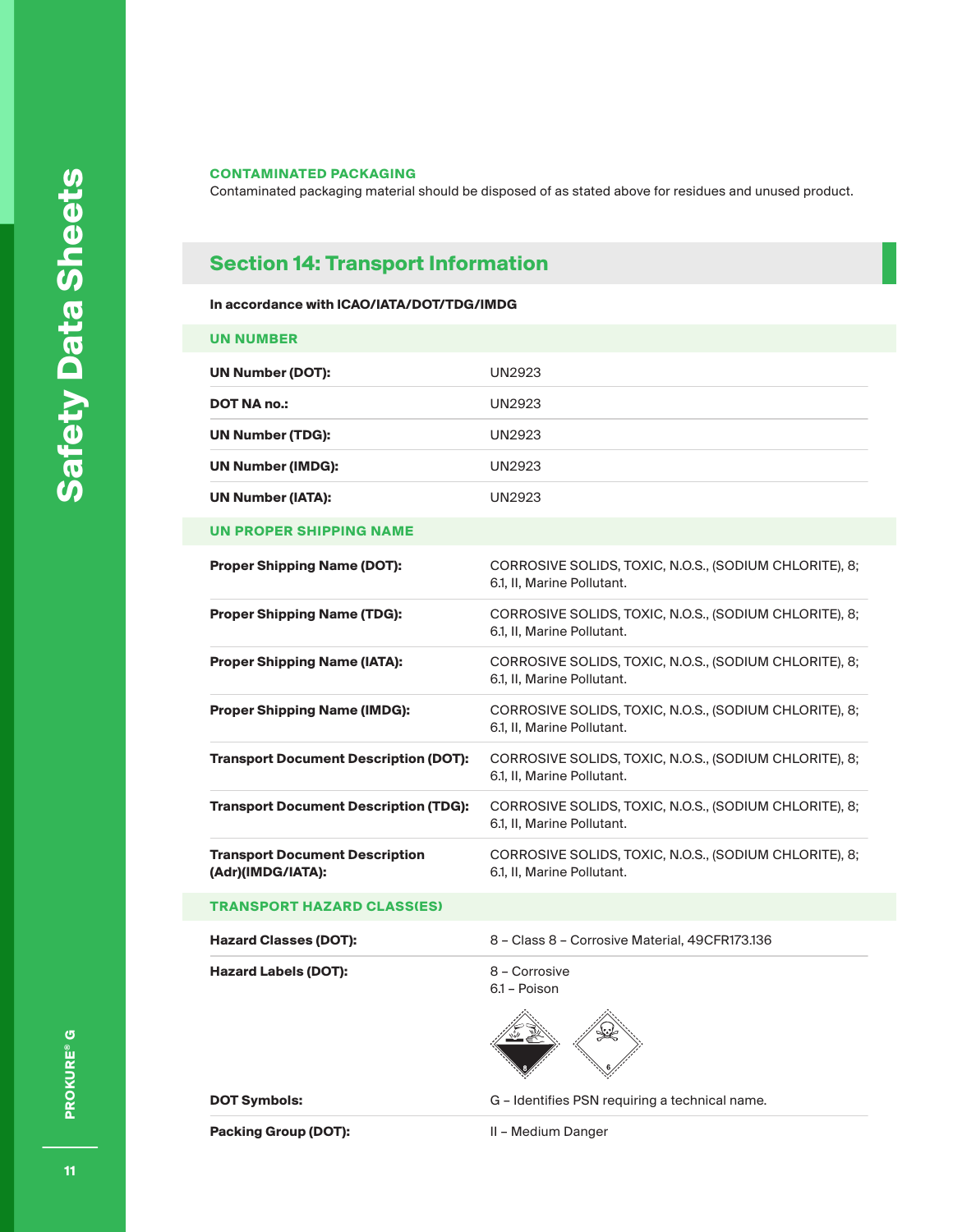### CONTAMINATED PACKAGING

Contaminated packaging material should be disposed of as stated above for residues and unused product.

## Section 14: Transport Information

**In accordance with ICAO/IATA/DOT/TDG/IMDG**

### UN NUMBER

| | |
|---|---|
| **UN Number (DOT):** | UN2923 |
| **DOT NA no.:** | UN2923 |
| **UN Number (TDG):** | UN2923 |
| **UN Number (IMDG):** | UN2923 |
| **UN Number (IATA):** | UN2923 |

### UN PROPER SHIPPING NAME

| | |
|---|---|
| **Proper Shipping Name (DOT):** | CORROSIVE SOLIDS, TOXIC, N.O.S., (SODIUM CHLORITE), 8; 6.1, II, Marine Pollutant. |
| **Proper Shipping Name (TDG):** | CORROSIVE SOLIDS, TOXIC, N.O.S., (SODIUM CHLORITE), 8; 6.1, II, Marine Pollutant. |
| **Proper Shipping Name (IATA):** | CORROSIVE SOLIDS, TOXIC, N.O.S., (SODIUM CHLORITE), 8; 6.1, II, Marine Pollutant. |
| **Proper Shipping Name (IMDG):** | CORROSIVE SOLIDS, TOXIC, N.O.S., (SODIUM CHLORITE), 8; 6.1, II, Marine Pollutant. |
| **Transport Document Description (DOT):** | CORROSIVE SOLIDS, TOXIC, N.O.S., (SODIUM CHLORITE), 8; 6.1, II, Marine Pollutant. |
| **Transport Document Description (TDG):** | CORROSIVE SOLIDS, TOXIC, N.O.S., (SODIUM CHLORITE), 8; 6.1, II, Marine Pollutant. |
| **Transport Document Description (Adr)(IMDG/IATA):** | CORROSIVE SOLIDS, TOXIC, N.O.S., (SODIUM CHLORITE), 8; 6.1, II, Marine Pollutant. |

### TRANSPORT HAZARD CLASS(ES)

| | |
|---|---|
| **Hazard Classes (DOT):** | 8 – Class 8 – Corrosive Material, 49CFR173.136 |
| **Hazard Labels (DOT):** | 8 – Corrosive<br>6.1 – Poison |
| **DOT Symbols:** | G – Identifies PSN requiring a technical name. |
| **Packing Group (DOT):** | II – Medium Danger |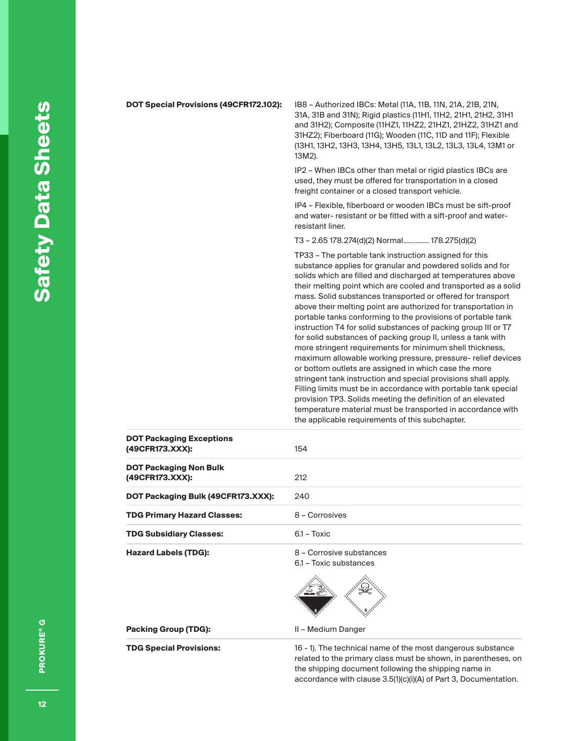| | |
|---|---|
| **DOT Special Provisions (49CFR172.102):** | IB8 – Authorized IBCs: Metal (11A, 11B, 11N, 21A, 21B, 21N, 31A, 31B and 31N); Rigid plastics (11H1, 11H2, 21H1, 21H2, 31H1 and 31H2); Composite (11HZ1, 11HZ2, 21HZ1, 21HZ2, 31HZ1 and 31HZ2); Fiberboard (11G); Wooden (11C, 11D and 11F); Flexible (13H1, 13H2, 13H3, 13H4, 13H5, 13L1, 13L2, 13L3, 13L4, 13M1 or 13M2).<br><br>IP2 – When IBCs other than metal or rigid plastics IBCs are used, they must be offered for transportation in a closed freight container or a closed transport vehicle.<br><br>IP4 – Flexible, fiberboard or wooden IBCs must be sift-proof and water- resistant or be fitted with a sift-proof and water- resistant liner.<br><br>T3 – 2.65 178.274(d)(2) Normal............ 178.275(d)(2)<br><br>TP33 – The portable tank instruction assigned for this substance applies for granular and powdered solids and for solids which are filled and discharged at temperatures above their melting point which are cooled and transported as a solid mass. Solid substances transported or offered for transport above their melting point are authorized for transportation in portable tanks conforming to the provisions of portable tank instruction T4 for solid substances of packing group III or T7 for solid substances of packing group II, unless a tank with more stringent requirements for minimum shell thickness, maximum allowable working pressure, pressure- relief devices or bottom outlets are assigned in which case the more stringent tank instruction and special provisions shall apply. Filling limits must be in accordance with portable tank special provision TP3. Solids meeting the definition of an elevated temperature material must be transported in accordance with the applicable requirements of this subchapter. |
| **DOT Packaging Exceptions (49CFR173.XXX):** | 154 |
| **DOT Packaging Non Bulk (49CFR173.XXX):** | 212 |
| **DOT Packaging Bulk (49CFR173.XXX):** | 240 |
| **TDG Primary Hazard Classes:** | 8 – Corrosives |
| **TDG Subsidiary Classes:** | 6.1 – Toxic |
| **Hazard Labels (TDG):** | 8 – Corrosive substances<br>6.1 – Toxic substances |
| **Packing Group (TDG):** | II – Medium Danger |
| **TDG Special Provisions:** | 16 - 1). The technical name of the most dangerous substance related to the primary class must be shown, in parentheses, on the shipping document following the shipping name in accordance with clause 3.5(1)(c)(i)(A) of Part 3, Documentation. |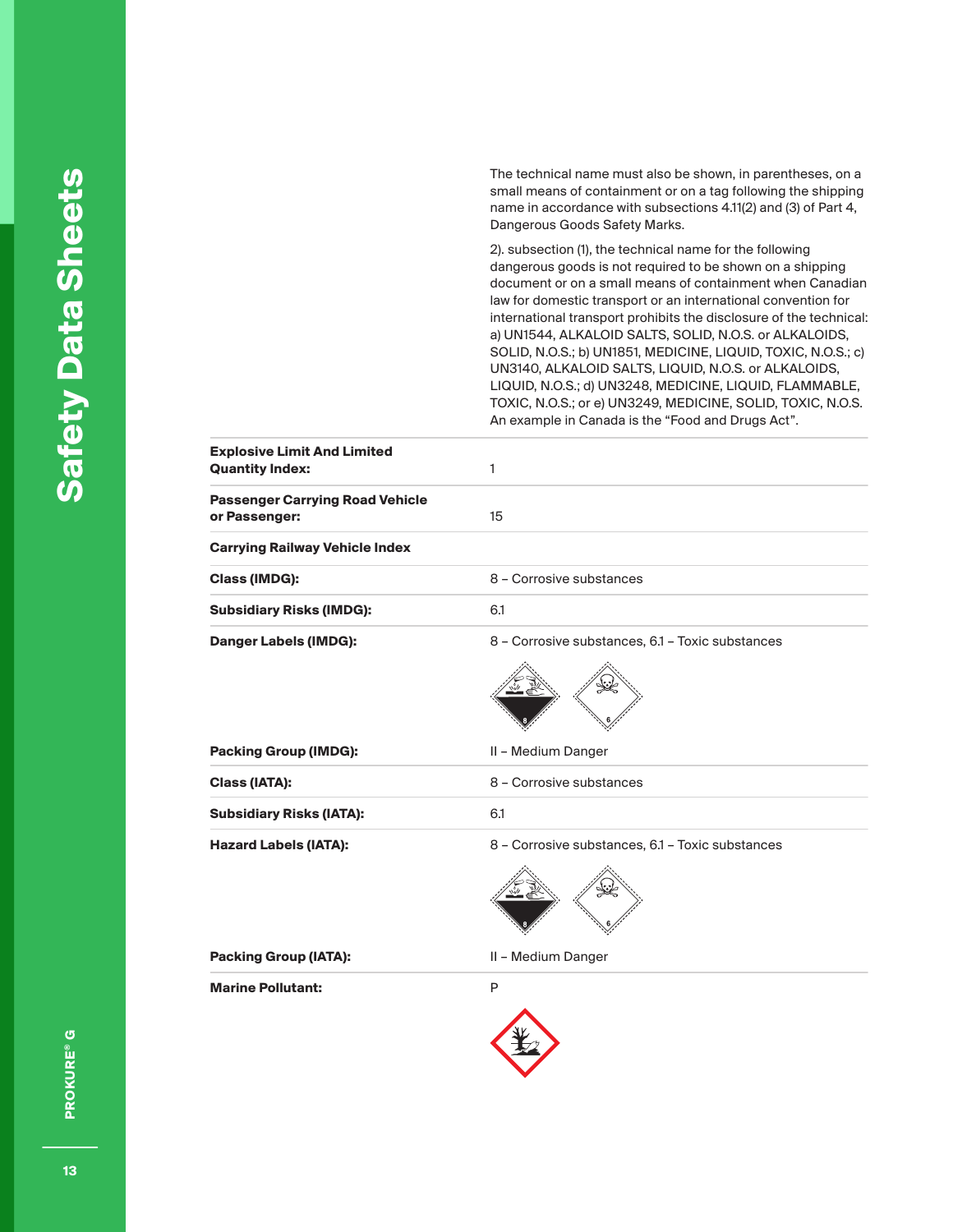| | |
|---|---|
| | The technical name must also be shown, in parentheses, on a small means of containment or on a tag following the shipping name in accordance with subsections 4.11(2) and (3) of Part 4, Dangerous Goods Safety Marks.<br><br>2). subsection (1), the technical name for the following dangerous goods is not required to be shown on a shipping document or on a small means of containment when Canadian law for domestic transport or an international convention for international transport prohibits the disclosure of the technical: a) UN1544, ALKALOID SALTS, SOLID, N.O.S. or ALKALOIDS, SOLID, N.O.S.; b) UN1851, MEDICINE, LIQUID, TOXIC, N.O.S.; c) UN3140, ALKALOID SALTS, LIQUID, N.O.S. or ALKALOIDS, LIQUID, N.O.S.; d) UN3248, MEDICINE, LIQUID, FLAMMABLE, TOXIC, N.O.S.; or e) UN3249, MEDICINE, SOLID, TOXIC, N.O.S. An example in Canada is the "Food and Drugs Act". |
| **Explosive Limit And Limited Quantity Index:** | 1 |
| **Passenger Carrying Road Vehicle or Passenger:** | 15 |
| **Carrying Railway Vehicle Index** | |
| **Class (IMDG):** | 8 – Corrosive substances |
| **Subsidiary Risks (IMDG):** | 6.1 |
| **Danger Labels (IMDG):** | 8 – Corrosive substances, 6.1 – Toxic substances |
| **Packing Group (IMDG):** | II – Medium Danger |
| **Class (IATA):** | 8 – Corrosive substances |
| **Subsidiary Risks (IATA):** | 6.1 |
| **Hazard Labels (IATA):** | 8 – Corrosive substances, 6.1 – Toxic substances |
| **Packing Group (IATA):** | II – Medium Danger |
| **Marine Pollutant:** | P |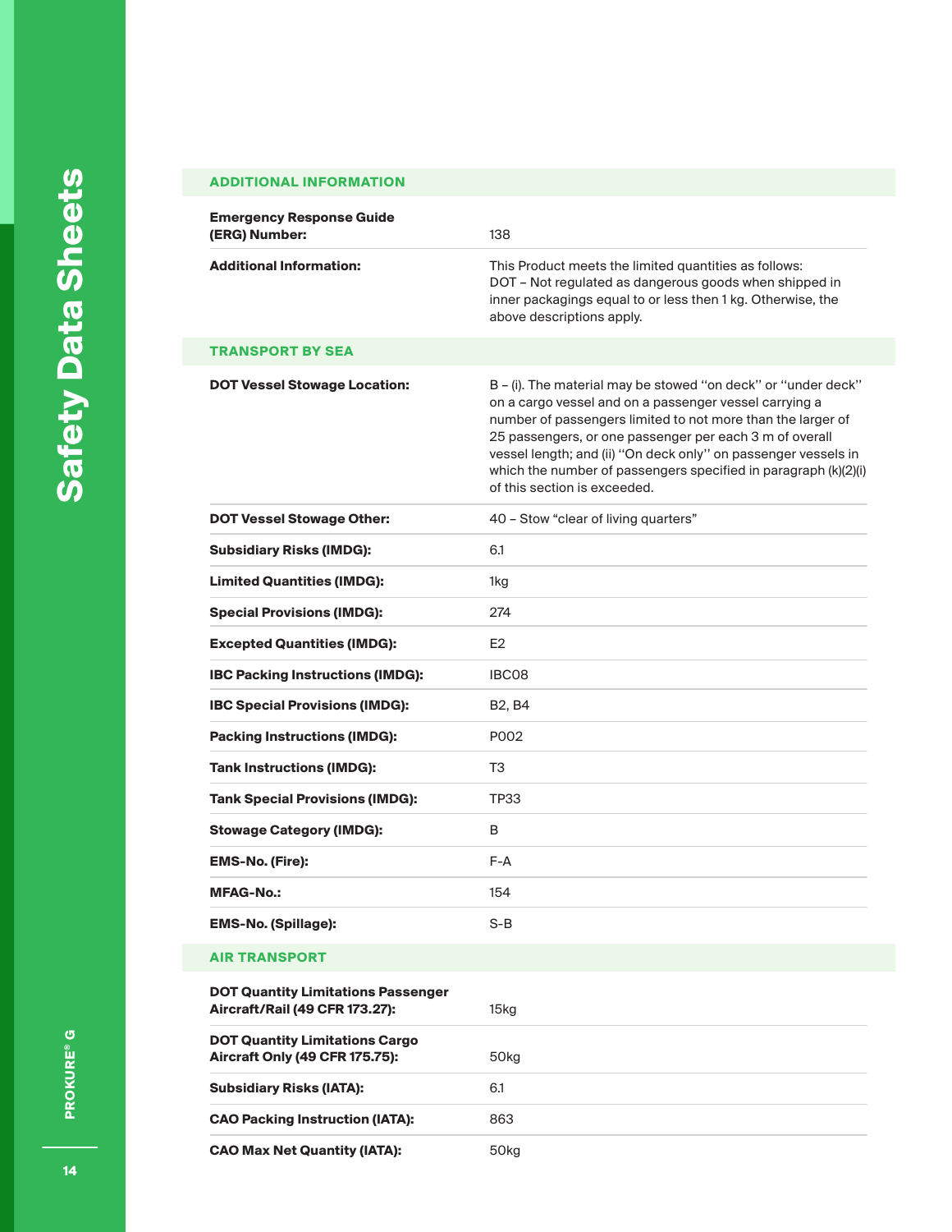## ADDITIONAL INFORMATION

| | |
|---|---|
| **Emergency Response Guide (ERG) Number:** | 138 |
| **Additional Information:** | This Product meets the limited quantities as follows: DOT – Not regulated as dangerous goods when shipped in inner packagings equal to or less then 1 kg. Otherwise, the above descriptions apply. |

## TRANSPORT BY SEA

| | |
|---|---|
| **DOT Vessel Stowage Location:** | B – (i). The material may be stowed ''on deck'' or ''under deck'' on a cargo vessel and on a passenger vessel carrying a number of passengers limited to not more than the larger of 25 passengers, or one passenger per each 3 m of overall vessel length; and (ii) ''On deck only'' on passenger vessels in which the number of passengers specified in paragraph (k)(2)(i) of this section is exceeded. |
| **DOT Vessel Stowage Other:** | 40 – Stow "clear of living quarters" |
| **Subsidiary Risks (IMDG):** | 6.1 |
| **Limited Quantities (IMDG):** | 1kg |
| **Special Provisions (IMDG):** | 274 |
| **Excepted Quantities (IMDG):** | E2 |
| **IBC Packing Instructions (IMDG):** | IBC08 |
| **IBC Special Provisions (IMDG):** | B2, B4 |
| **Packing Instructions (IMDG):** | P002 |
| **Tank Instructions (IMDG):** | T3 |
| **Tank Special Provisions (IMDG):** | TP33 |
| **Stowage Category (IMDG):** | B |
| **EMS-No. (Fire):** | F-A |
| **MFAG-No.:** | 154 |
| **EMS-No. (Spillage):** | S-B |

## AIR TRANSPORT

| | |
|---|---|
| **DOT Quantity Limitations Passenger Aircraft/Rail (49 CFR 173.27):** | 15kg |
| **DOT Quantity Limitations Cargo Aircraft Only (49 CFR 175.75):** | 50kg |
| **Subsidiary Risks (IATA):** | 6.1 |
| **CAO Packing Instruction (IATA):** | 863 |
| **CAO Max Net Quantity (IATA):** | 50kg |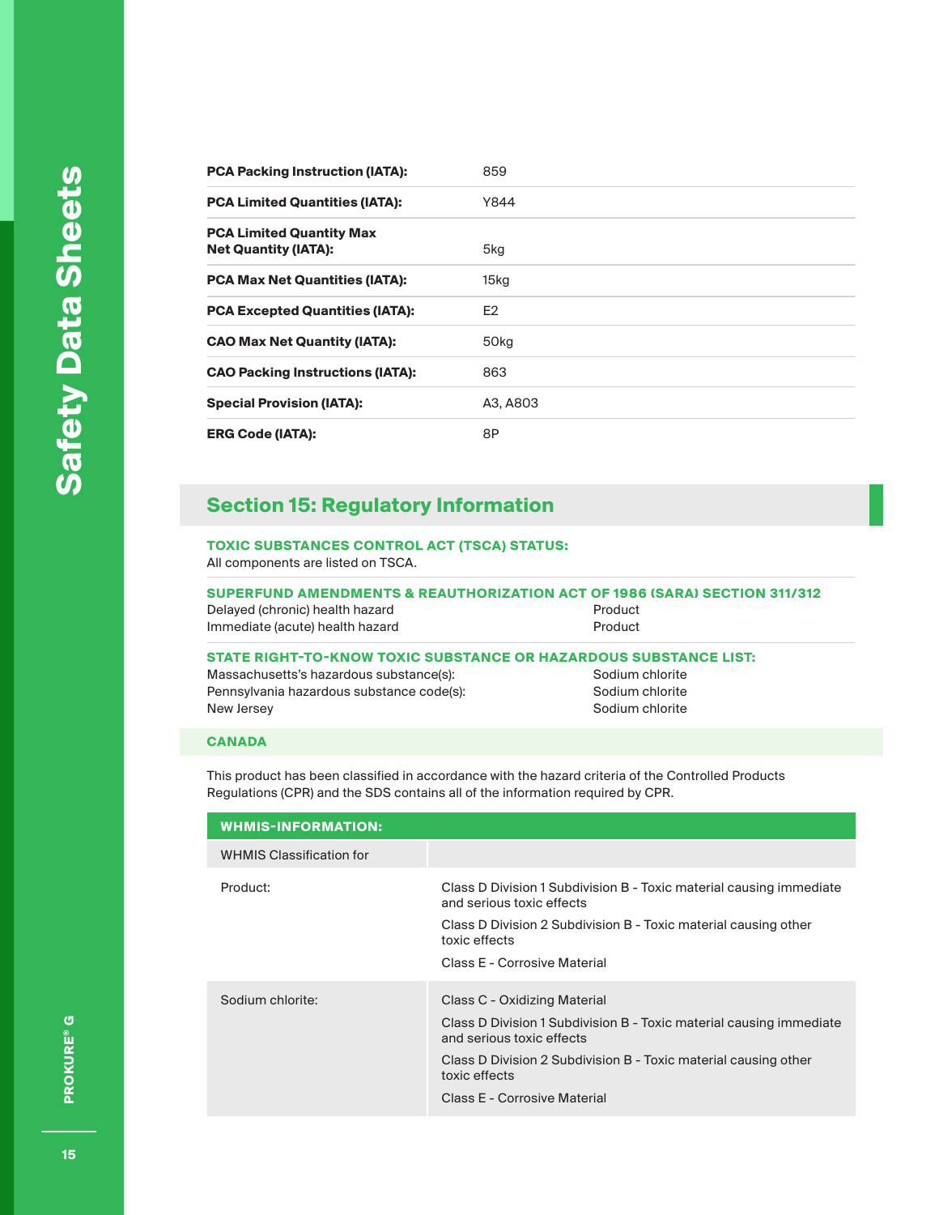| | |
|---|---|
| **PCA Packing Instruction (IATA):** | 859 |
| **PCA Limited Quantities (IATA):** | Y844 |
| **PCA Limited Quantity Max Net Quantity (IATA):** | 5kg |
| **PCA Max Net Quantities (IATA):** | 15kg |
| **PCA Excepted Quantities (IATA):** | E2 |
| **CAO Max Net Quantity (IATA):** | 50kg |
| **CAO Packing Instructions (IATA):** | 863 |
| **Special Provision (IATA):** | A3, A803 |
| **ERG Code (IATA):** | 8P |

## Section 15: Regulatory Information

**TOXIC SUBSTANCES CONTROL ACT (TSCA) STATUS:**

All components are listed on TSCA.

**SUPERFUND AMENDMENTS & REAUTHORIZATION ACT OF 1986 (SARA) SECTION 311/312**

| | |
|---|---|
| Delayed (chronic) health hazard | Product |
| Immediate (acute) health hazard | Product |

**STATE RIGHT-TO-KNOW TOXIC SUBSTANCE OR HAZARDOUS SUBSTANCE LIST:**

| | |
|---|---|
| Massachusetts's hazardous substance(s): | Sodium chlorite |
| Pennsylvania hazardous substance code(s): | Sodium chlorite |
| New Jersey | Sodium chlorite |

### CANADA

This product has been classified in accordance with the hazard criteria of the Controlled Products Regulations (CPR) and the SDS contains all of the information required by CPR.

| WHMIS-INFORMATION: | |
|---|---|
| WHMIS Classification for | |
| Product: | Class D Division 1 Subdivision B - Toxic material causing immediate and serious toxic effects<br>Class D Division 2 Subdivision B - Toxic material causing other toxic effects<br>Class E - Corrosive Material |
| Sodium chlorite: | Class C - Oxidizing Material<br>Class D Division 1 Subdivision B - Toxic material causing immediate and serious toxic effects<br>Class D Division 2 Subdivision B - Toxic material causing other toxic effects<br>Class E - Corrosive Material |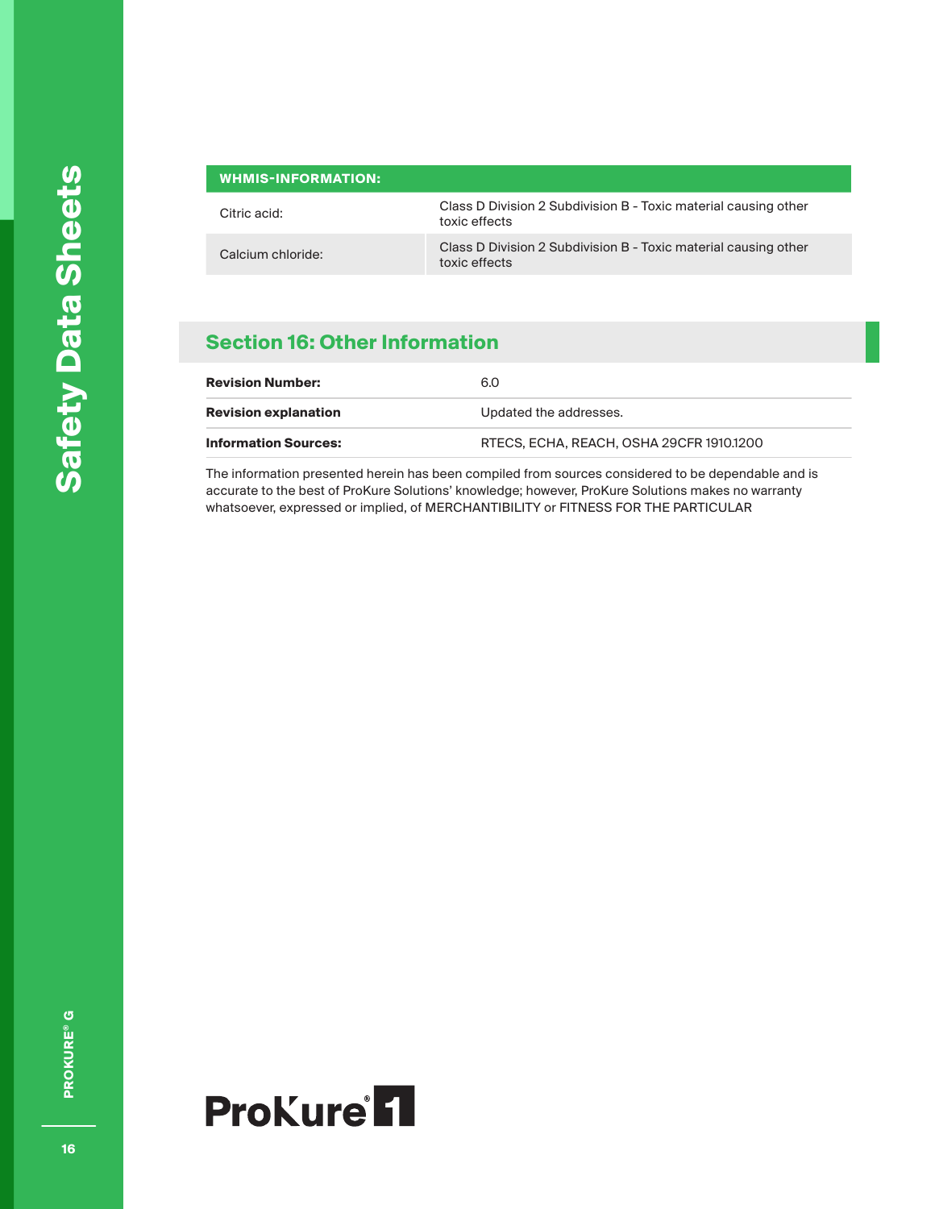| WHMIS-INFORMATION: | |
| --- | --- |
| Citric acid: | Class D Division 2 Subdivision B - Toxic material causing other toxic effects |
| Calcium chloride: | Class D Division 2 Subdivision B - Toxic material causing other toxic effects |

## Section 16: Other Information

| | |
| --- | --- |
| **Revision Number:** | 6.0 |
| **Revision explanation** | Updated the addresses. |
| **Information Sources:** | RTECS, ECHA, REACH, OSHA 29CFR 1910.1200 |

The information presented herein has been compiled from sources considered to be dependable and is accurate to the best of ProKure Solutions' knowledge; however, ProKure Solutions makes no warranty whatsoever, expressed or implied, of MERCHANTIBILITY or FITNESS FOR THE PARTICULAR